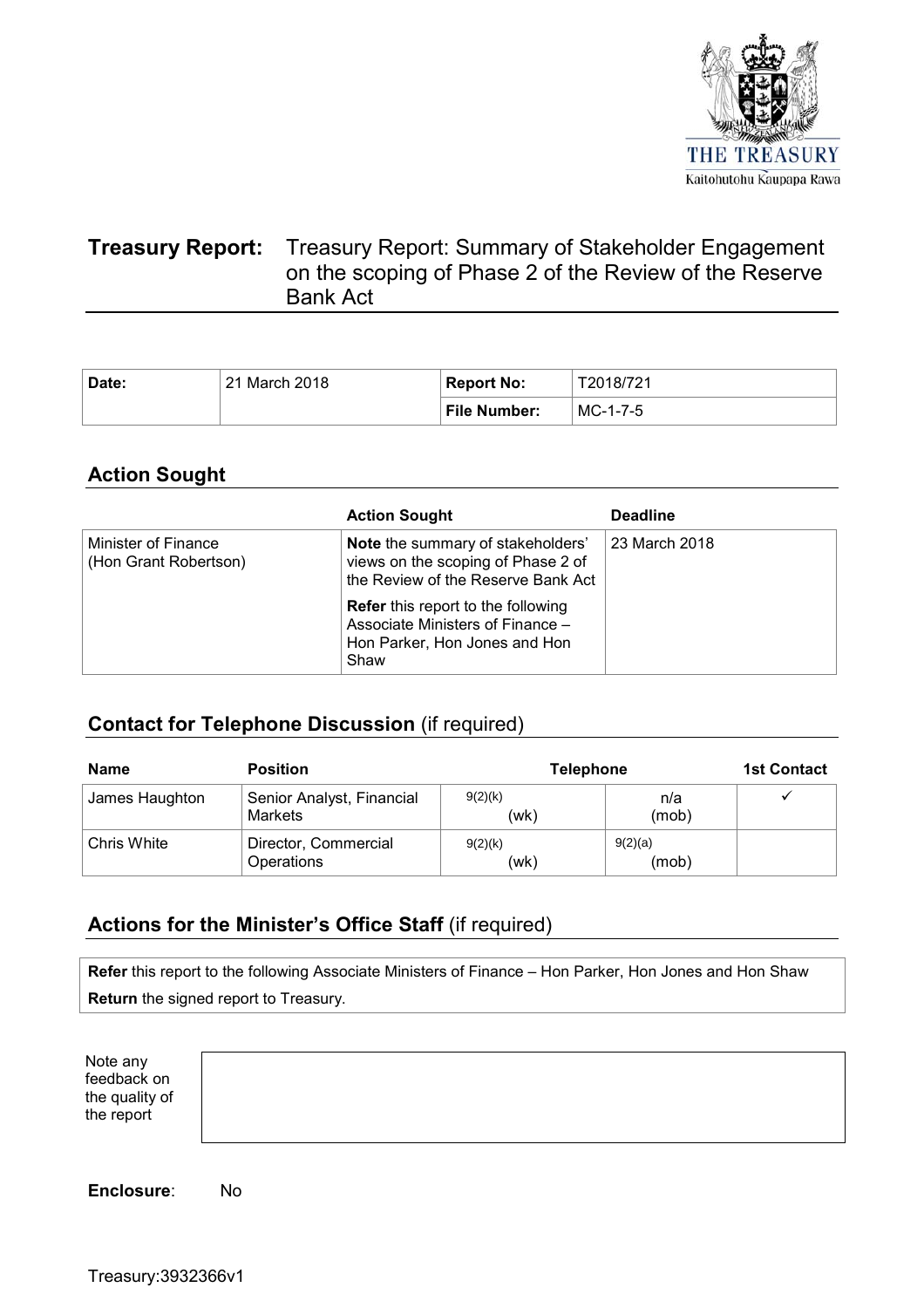THE TREASURY
Kaitohutohu Kaupapa Rawa

# Treasury Report: Treasury Report: Summary of Stakeholder Engagement on the scoping of Phase 2 of the Review of the Reserve Bank Act

| Date: | 21 March 2018 | Report No: | T2018/721 |
|---|---|---|---|
| | | File Number: | MC-1-7-5 |

## Action Sought

| | Action Sought | Deadline |
|---|---|---|
| Minister of Finance (Hon Grant Robertson) | **Note** the summary of stakeholders' views on the scoping of Phase 2 of the Review of the Reserve Bank Act | 23 March 2018 |
| | **Refer** this report to the following Associate Ministers of Finance – Hon Parker, Hon Jones and Hon Shaw | |

## Contact for Telephone Discussion (if required)

| Name | Position | Telephone | | 1st Contact |
|---|---|---|---|---|
| James Haughton | Senior Analyst, Financial Markets | 9(2)(k) (wk) | n/a (mob) | ✓ |
| Chris White | Director, Commercial Operations | 9(2)(k) (wk) | 9(2)(a) (mob) | |

## Actions for the Minister's Office Staff (if required)

**Refer** this report to the following Associate Ministers of Finance – Hon Parker, Hon Jones and Hon Shaw

**Return** the signed report to Treasury.

| Note any feedback on the quality of the report | |
|---|---|

**Enclosure**: No

Treasury:3932366v1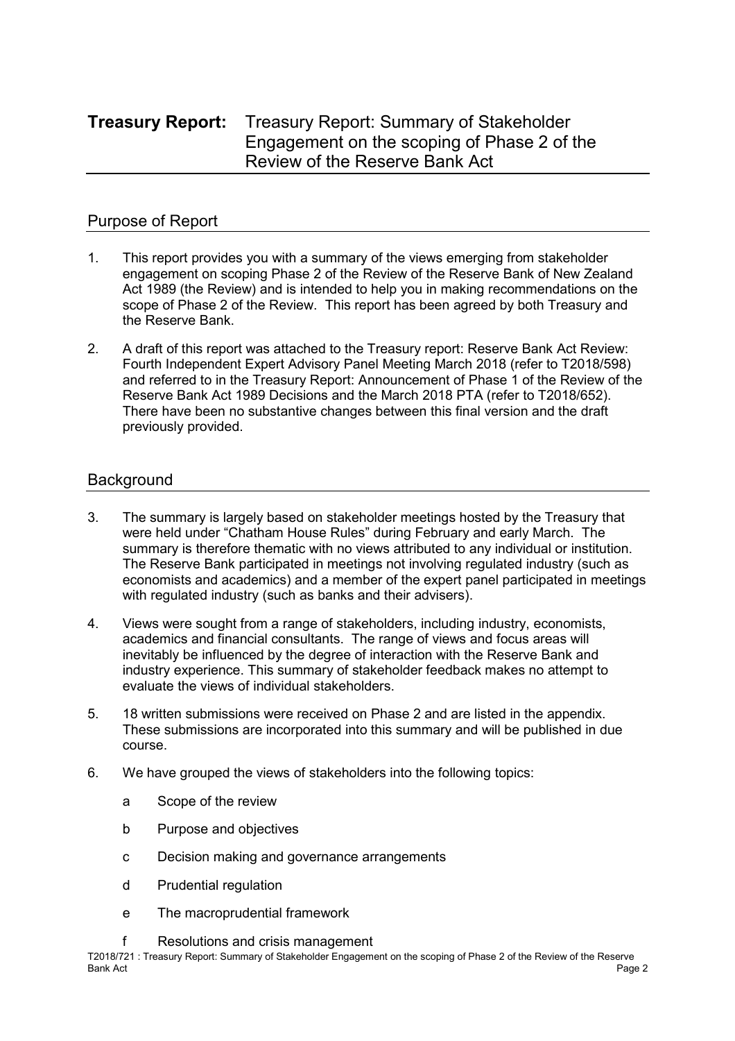# **Treasury Report:** Treasury Report: Summary of Stakeholder Engagement on the scoping of Phase 2 of the Review of the Reserve Bank Act

## Purpose of Report

1. This report provides you with a summary of the views emerging from stakeholder engagement on scoping Phase 2 of the Review of the Reserve Bank of New Zealand Act 1989 (the Review) and is intended to help you in making recommendations on the scope of Phase 2 of the Review. This report has been agreed by both Treasury and the Reserve Bank.

2. A draft of this report was attached to the Treasury report: Reserve Bank Act Review: Fourth Independent Expert Advisory Panel Meeting March 2018 (refer to T2018/598) and referred to in the Treasury Report: Announcement of Phase 1 of the Review of the Reserve Bank Act 1989 Decisions and the March 2018 PTA (refer to T2018/652). There have been no substantive changes between this final version and the draft previously provided.

## Background

3. The summary is largely based on stakeholder meetings hosted by the Treasury that were held under "Chatham House Rules" during February and early March. The summary is therefore thematic with no views attributed to any individual or institution. The Reserve Bank participated in meetings not involving regulated industry (such as economists and academics) and a member of the expert panel participated in meetings with regulated industry (such as banks and their advisers).

4. Views were sought from a range of stakeholders, including industry, economists, academics and financial consultants. The range of views and focus areas will inevitably be influenced by the degree of interaction with the Reserve Bank and industry experience. This summary of stakeholder feedback makes no attempt to evaluate the views of individual stakeholders.

5. 18 written submissions were received on Phase 2 and are listed in the appendix. These submissions are incorporated into this summary and will be published in due course.

6. We have grouped the views of stakeholders into the following topics:

   a Scope of the review

   b Purpose and objectives

   c Decision making and governance arrangements

   d Prudential regulation

   e The macroprudential framework

   f Resolutions and crisis management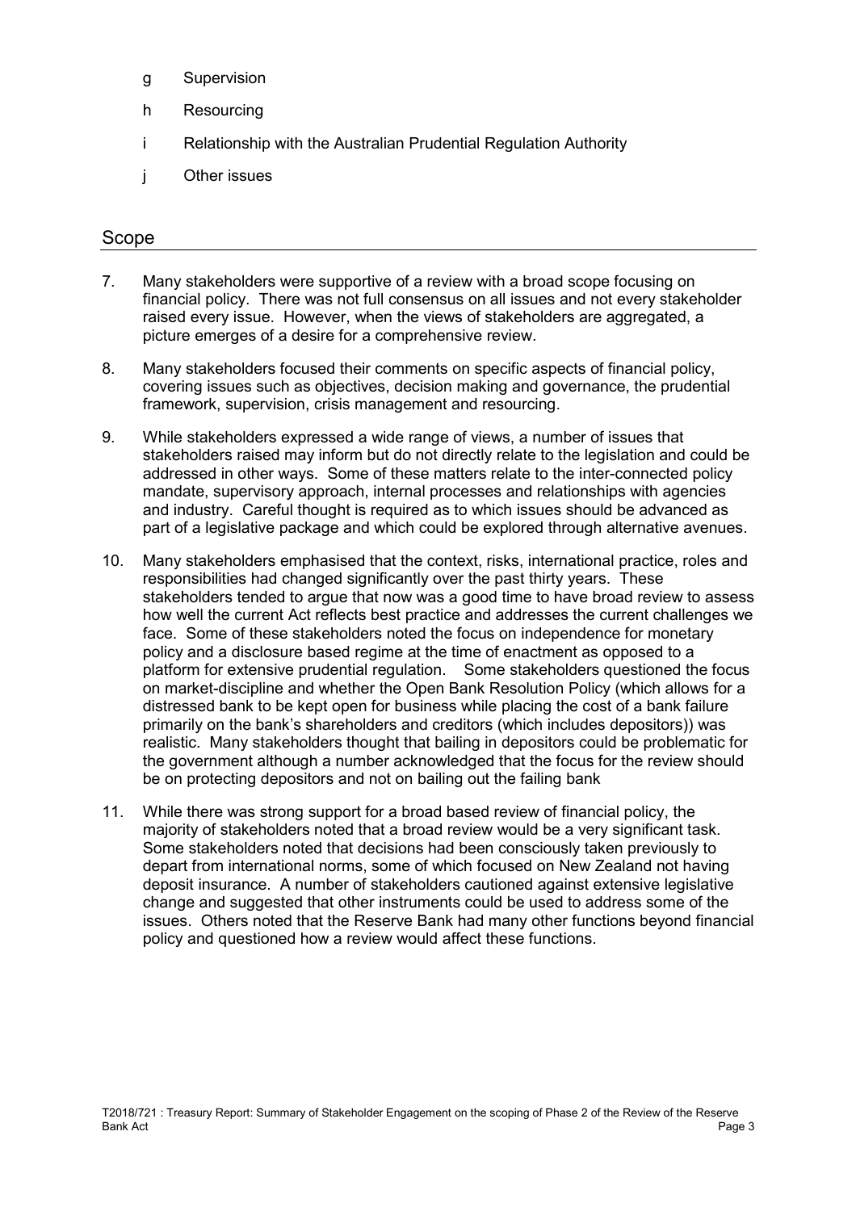g Supervision

h Resourcing

i Relationship with the Australian Prudential Regulation Authority

j Other issues

## Scope

7. Many stakeholders were supportive of a review with a broad scope focusing on financial policy. There was not full consensus on all issues and not every stakeholder raised every issue. However, when the views of stakeholders are aggregated, a picture emerges of a desire for a comprehensive review.

8. Many stakeholders focused their comments on specific aspects of financial policy, covering issues such as objectives, decision making and governance, the prudential framework, supervision, crisis management and resourcing.

9. While stakeholders expressed a wide range of views, a number of issues that stakeholders raised may inform but do not directly relate to the legislation and could be addressed in other ways. Some of these matters relate to the inter-connected policy mandate, supervisory approach, internal processes and relationships with agencies and industry. Careful thought is required as to which issues should be advanced as part of a legislative package and which could be explored through alternative avenues.

10. Many stakeholders emphasised that the context, risks, international practice, roles and responsibilities had changed significantly over the past thirty years. These stakeholders tended to argue that now was a good time to have broad review to assess how well the current Act reflects best practice and addresses the current challenges we face. Some of these stakeholders noted the focus on independence for monetary policy and a disclosure based regime at the time of enactment as opposed to a platform for extensive prudential regulation. Some stakeholders questioned the focus on market-discipline and whether the Open Bank Resolution Policy (which allows for a distressed bank to be kept open for business while placing the cost of a bank failure primarily on the bank's shareholders and creditors (which includes depositors)) was realistic. Many stakeholders thought that bailing in depositors could be problematic for the government although a number acknowledged that the focus for the review should be on protecting depositors and not on bailing out the failing bank

11. While there was strong support for a broad based review of financial policy, the majority of stakeholders noted that a broad review would be a very significant task. Some stakeholders noted that decisions had been consciously taken previously to depart from international norms, some of which focused on New Zealand not having deposit insurance. A number of stakeholders cautioned against extensive legislative change and suggested that other instruments could be used to address some of the issues. Others noted that the Reserve Bank had many other functions beyond financial policy and questioned how a review would affect these functions.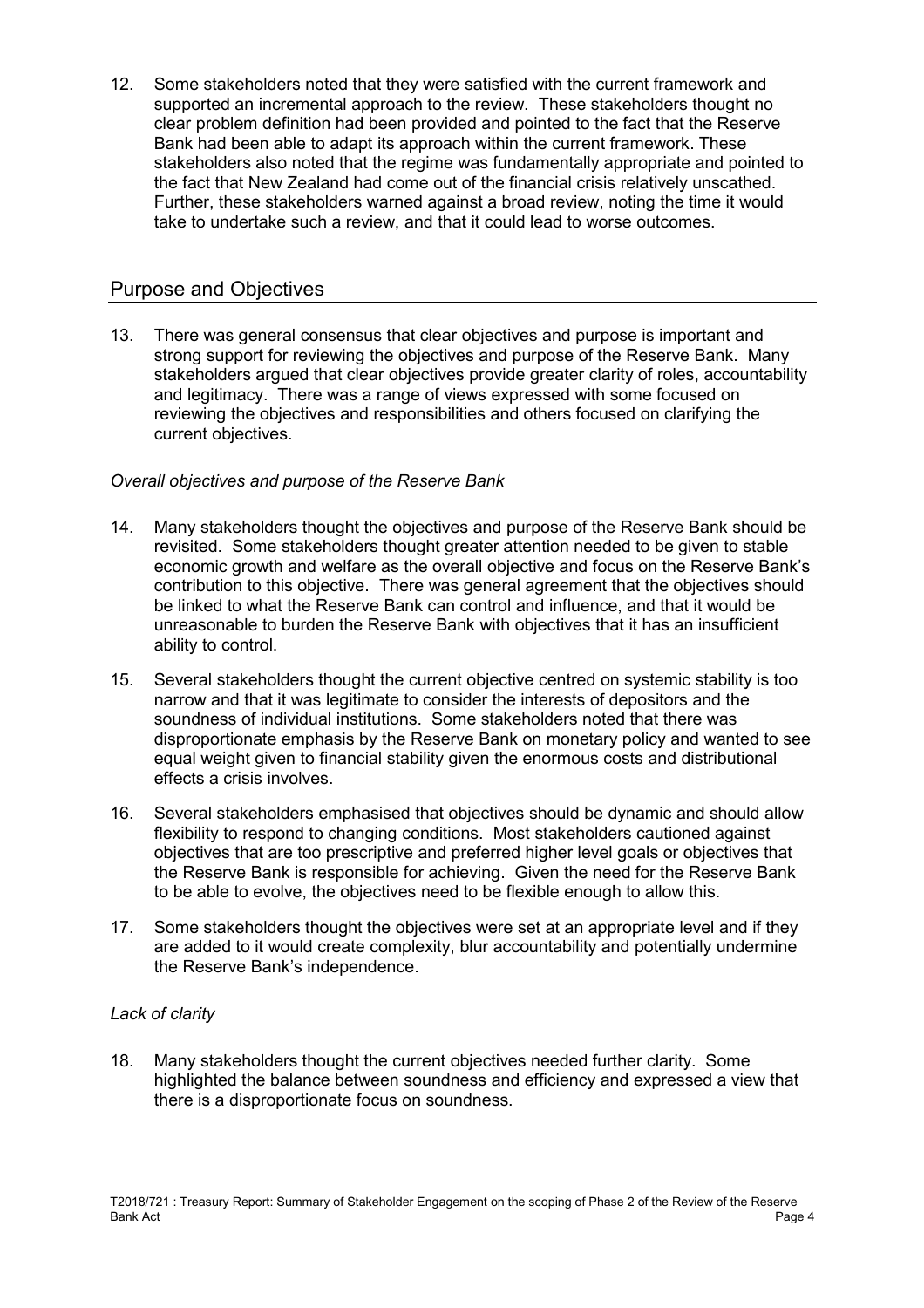12. Some stakeholders noted that they were satisfied with the current framework and supported an incremental approach to the review. These stakeholders thought no clear problem definition had been provided and pointed to the fact that the Reserve Bank had been able to adapt its approach within the current framework. These stakeholders also noted that the regime was fundamentally appropriate and pointed to the fact that New Zealand had come out of the financial crisis relatively unscathed. Further, these stakeholders warned against a broad review, noting the time it would take to undertake such a review, and that it could lead to worse outcomes.

## Purpose and Objectives

13. There was general consensus that clear objectives and purpose is important and strong support for reviewing the objectives and purpose of the Reserve Bank. Many stakeholders argued that clear objectives provide greater clarity of roles, accountability and legitimacy. There was a range of views expressed with some focused on reviewing the objectives and responsibilities and others focused on clarifying the current objectives.

*Overall objectives and purpose of the Reserve Bank*

14. Many stakeholders thought the objectives and purpose of the Reserve Bank should be revisited. Some stakeholders thought greater attention needed to be given to stable economic growth and welfare as the overall objective and focus on the Reserve Bank's contribution to this objective. There was general agreement that the objectives should be linked to what the Reserve Bank can control and influence, and that it would be unreasonable to burden the Reserve Bank with objectives that it has an insufficient ability to control.

15. Several stakeholders thought the current objective centred on systemic stability is too narrow and that it was legitimate to consider the interests of depositors and the soundness of individual institutions. Some stakeholders noted that there was disproportionate emphasis by the Reserve Bank on monetary policy and wanted to see equal weight given to financial stability given the enormous costs and distributional effects a crisis involves.

16. Several stakeholders emphasised that objectives should be dynamic and should allow flexibility to respond to changing conditions. Most stakeholders cautioned against objectives that are too prescriptive and preferred higher level goals or objectives that the Reserve Bank is responsible for achieving. Given the need for the Reserve Bank to be able to evolve, the objectives need to be flexible enough to allow this.

17. Some stakeholders thought the objectives were set at an appropriate level and if they are added to it would create complexity, blur accountability and potentially undermine the Reserve Bank's independence.

*Lack of clarity*

18. Many stakeholders thought the current objectives needed further clarity. Some highlighted the balance between soundness and efficiency and expressed a view that there is a disproportionate focus on soundness.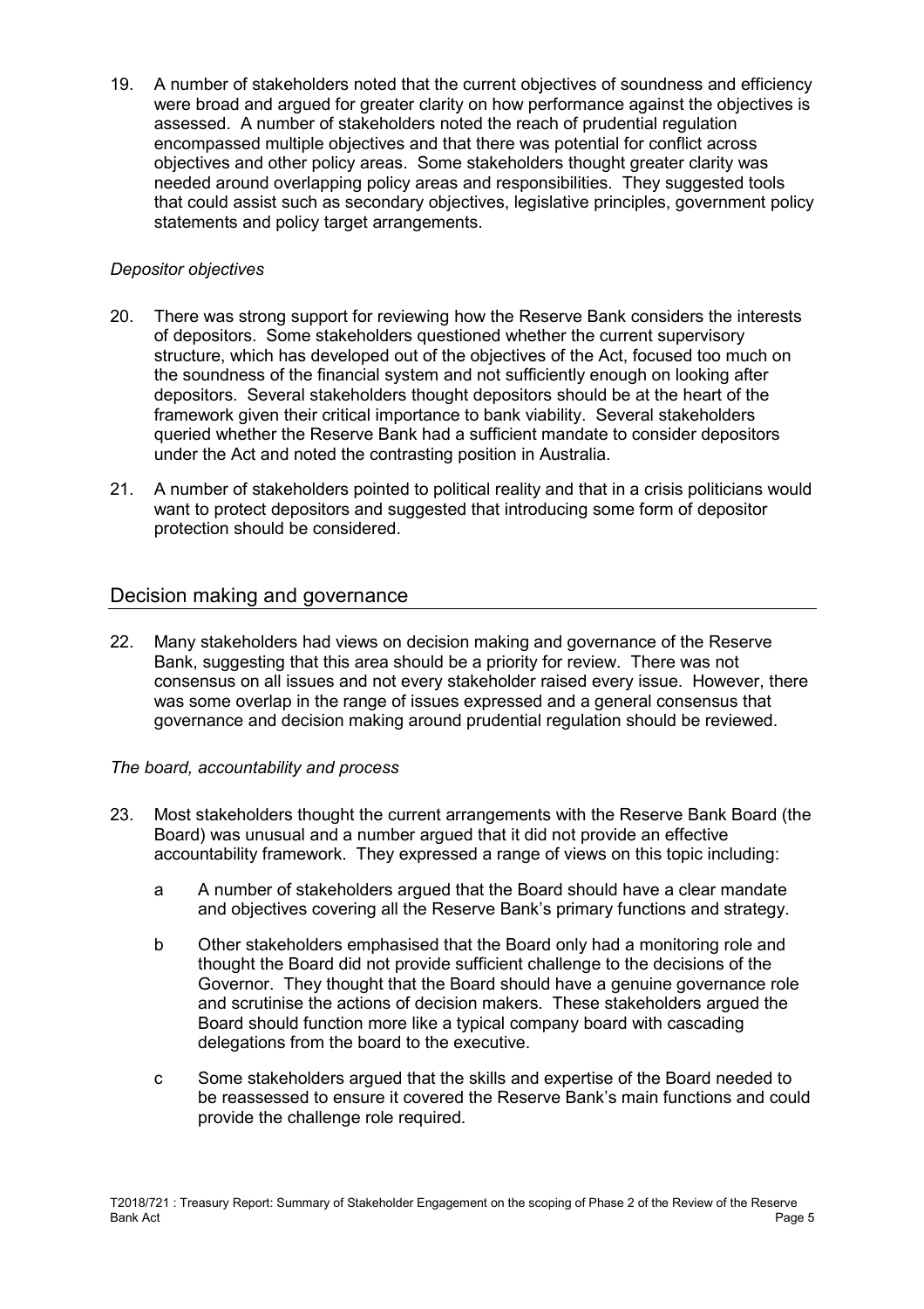19. A number of stakeholders noted that the current objectives of soundness and efficiency were broad and argued for greater clarity on how performance against the objectives is assessed. A number of stakeholders noted the reach of prudential regulation encompassed multiple objectives and that there was potential for conflict across objectives and other policy areas. Some stakeholders thought greater clarity was needed around overlapping policy areas and responsibilities. They suggested tools that could assist such as secondary objectives, legislative principles, government policy statements and policy target arrangements.

*Depositor objectives*

20. There was strong support for reviewing how the Reserve Bank considers the interests of depositors. Some stakeholders questioned whether the current supervisory structure, which has developed out of the objectives of the Act, focused too much on the soundness of the financial system and not sufficiently enough on looking after depositors. Several stakeholders thought depositors should be at the heart of the framework given their critical importance to bank viability. Several stakeholders queried whether the Reserve Bank had a sufficient mandate to consider depositors under the Act and noted the contrasting position in Australia.

21. A number of stakeholders pointed to political reality and that in a crisis politicians would want to protect depositors and suggested that introducing some form of depositor protection should be considered.

## Decision making and governance

22. Many stakeholders had views on decision making and governance of the Reserve Bank, suggesting that this area should be a priority for review. There was not consensus on all issues and not every stakeholder raised every issue. However, there was some overlap in the range of issues expressed and a general consensus that governance and decision making around prudential regulation should be reviewed.

*The board, accountability and process*

23. Most stakeholders thought the current arrangements with the Reserve Bank Board (the Board) was unusual and a number argued that it did not provide an effective accountability framework. They expressed a range of views on this topic including:

    a A number of stakeholders argued that the Board should have a clear mandate and objectives covering all the Reserve Bank's primary functions and strategy.

    b Other stakeholders emphasised that the Board only had a monitoring role and thought the Board did not provide sufficient challenge to the decisions of the Governor. They thought that the Board should have a genuine governance role and scrutinise the actions of decision makers. These stakeholders argued the Board should function more like a typical company board with cascading delegations from the board to the executive.

    c Some stakeholders argued that the skills and expertise of the Board needed to be reassessed to ensure it covered the Reserve Bank's main functions and could provide the challenge role required.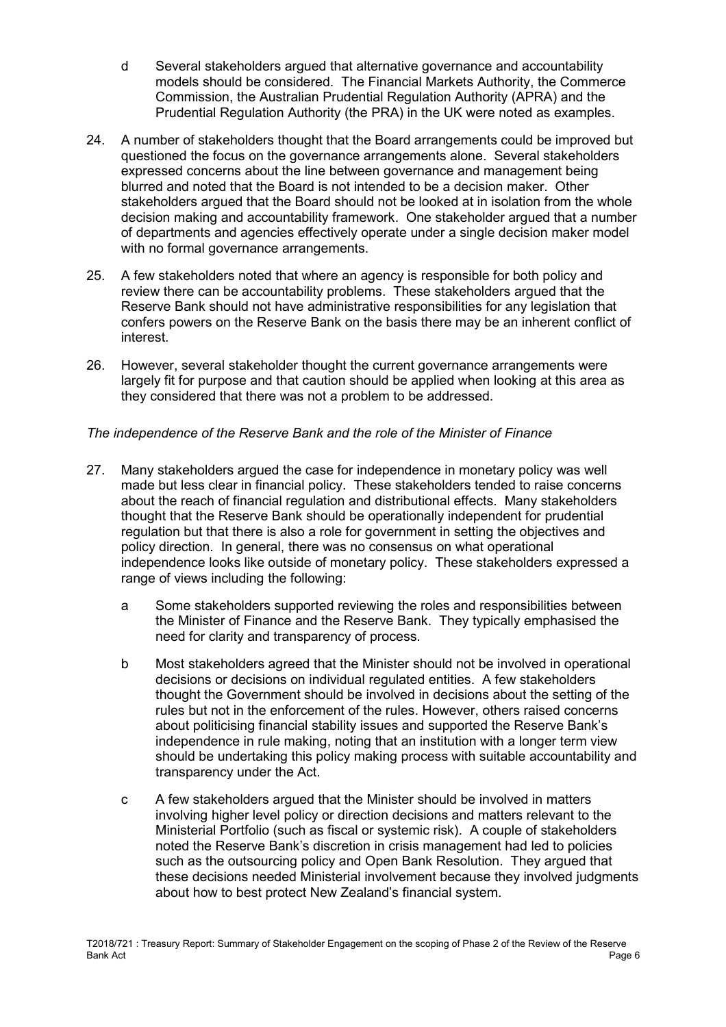d Several stakeholders argued that alternative governance and accountability models should be considered. The Financial Markets Authority, the Commerce Commission, the Australian Prudential Regulation Authority (APRA) and the Prudential Regulation Authority (the PRA) in the UK were noted as examples.

24. A number of stakeholders thought that the Board arrangements could be improved but questioned the focus on the governance arrangements alone. Several stakeholders expressed concerns about the line between governance and management being blurred and noted that the Board is not intended to be a decision maker. Other stakeholders argued that the Board should not be looked at in isolation from the whole decision making and accountability framework. One stakeholder argued that a number of departments and agencies effectively operate under a single decision maker model with no formal governance arrangements.

25. A few stakeholders noted that where an agency is responsible for both policy and review there can be accountability problems. These stakeholders argued that the Reserve Bank should not have administrative responsibilities for any legislation that confers powers on the Reserve Bank on the basis there may be an inherent conflict of interest.

26. However, several stakeholder thought the current governance arrangements were largely fit for purpose and that caution should be applied when looking at this area as they considered that there was not a problem to be addressed.

*The independence of the Reserve Bank and the role of the Minister of Finance*

27. Many stakeholders argued the case for independence in monetary policy was well made but less clear in financial policy. These stakeholders tended to raise concerns about the reach of financial regulation and distributional effects. Many stakeholders thought that the Reserve Bank should be operationally independent for prudential regulation but that there is also a role for government in setting the objectives and policy direction. In general, there was no consensus on what operational independence looks like outside of monetary policy. These stakeholders expressed a range of views including the following:

 a Some stakeholders supported reviewing the roles and responsibilities between the Minister of Finance and the Reserve Bank. They typically emphasised the need for clarity and transparency of process.

 b Most stakeholders agreed that the Minister should not be involved in operational decisions or decisions on individual regulated entities. A few stakeholders thought the Government should be involved in decisions about the setting of the rules but not in the enforcement of the rules. However, others raised concerns about politicising financial stability issues and supported the Reserve Bank's independence in rule making, noting that an institution with a longer term view should be undertaking this policy making process with suitable accountability and transparency under the Act.

 c A few stakeholders argued that the Minister should be involved in matters involving higher level policy or direction decisions and matters relevant to the Ministerial Portfolio (such as fiscal or systemic risk). A couple of stakeholders noted the Reserve Bank's discretion in crisis management had led to policies such as the outsourcing policy and Open Bank Resolution. They argued that these decisions needed Ministerial involvement because they involved judgments about how to best protect New Zealand's financial system.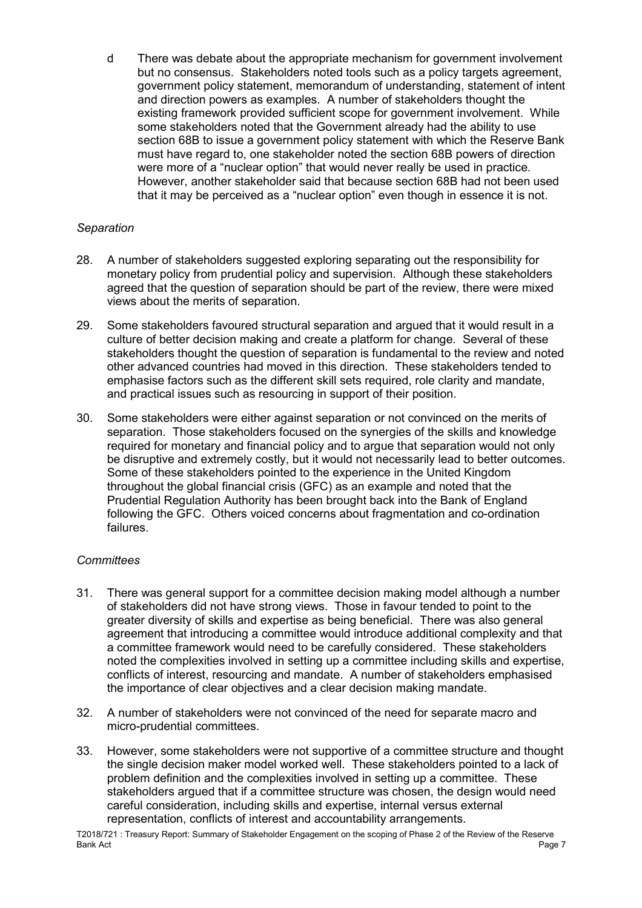d There was debate about the appropriate mechanism for government involvement but no consensus. Stakeholders noted tools such as a policy targets agreement, government policy statement, memorandum of understanding, statement of intent and direction powers as examples. A number of stakeholders thought the existing framework provided sufficient scope for government involvement. While some stakeholders noted that the Government already had the ability to use section 68B to issue a government policy statement with which the Reserve Bank must have regard to, one stakeholder noted the section 68B powers of direction were more of a "nuclear option" that would never really be used in practice. However, another stakeholder said that because section 68B had not been used that it may be perceived as a "nuclear option" even though in essence it is not.

*Separation*

28. A number of stakeholders suggested exploring separating out the responsibility for monetary policy from prudential policy and supervision. Although these stakeholders agreed that the question of separation should be part of the review, there were mixed views about the merits of separation.

29. Some stakeholders favoured structural separation and argued that it would result in a culture of better decision making and create a platform for change. Several of these stakeholders thought the question of separation is fundamental to the review and noted other advanced countries had moved in this direction. These stakeholders tended to emphasise factors such as the different skill sets required, role clarity and mandate, and practical issues such as resourcing in support of their position.

30. Some stakeholders were either against separation or not convinced on the merits of separation. Those stakeholders focused on the synergies of the skills and knowledge required for monetary and financial policy and to argue that separation would not only be disruptive and extremely costly, but it would not necessarily lead to better outcomes. Some of these stakeholders pointed to the experience in the United Kingdom throughout the global financial crisis (GFC) as an example and noted that the Prudential Regulation Authority has been brought back into the Bank of England following the GFC. Others voiced concerns about fragmentation and co-ordination failures.

*Committees*

31. There was general support for a committee decision making model although a number of stakeholders did not have strong views. Those in favour tended to point to the greater diversity of skills and expertise as being beneficial. There was also general agreement that introducing a committee would introduce additional complexity and that a committee framework would need to be carefully considered. These stakeholders noted the complexities involved in setting up a committee including skills and expertise, conflicts of interest, resourcing and mandate. A number of stakeholders emphasised the importance of clear objectives and a clear decision making mandate.

32. A number of stakeholders were not convinced of the need for separate macro and micro-prudential committees.

33. However, some stakeholders were not supportive of a committee structure and thought the single decision maker model worked well. These stakeholders pointed to a lack of problem definition and the complexities involved in setting up a committee. These stakeholders argued that if a committee structure was chosen, the design would need careful consideration, including skills and expertise, internal versus external representation, conflicts of interest and accountability arrangements.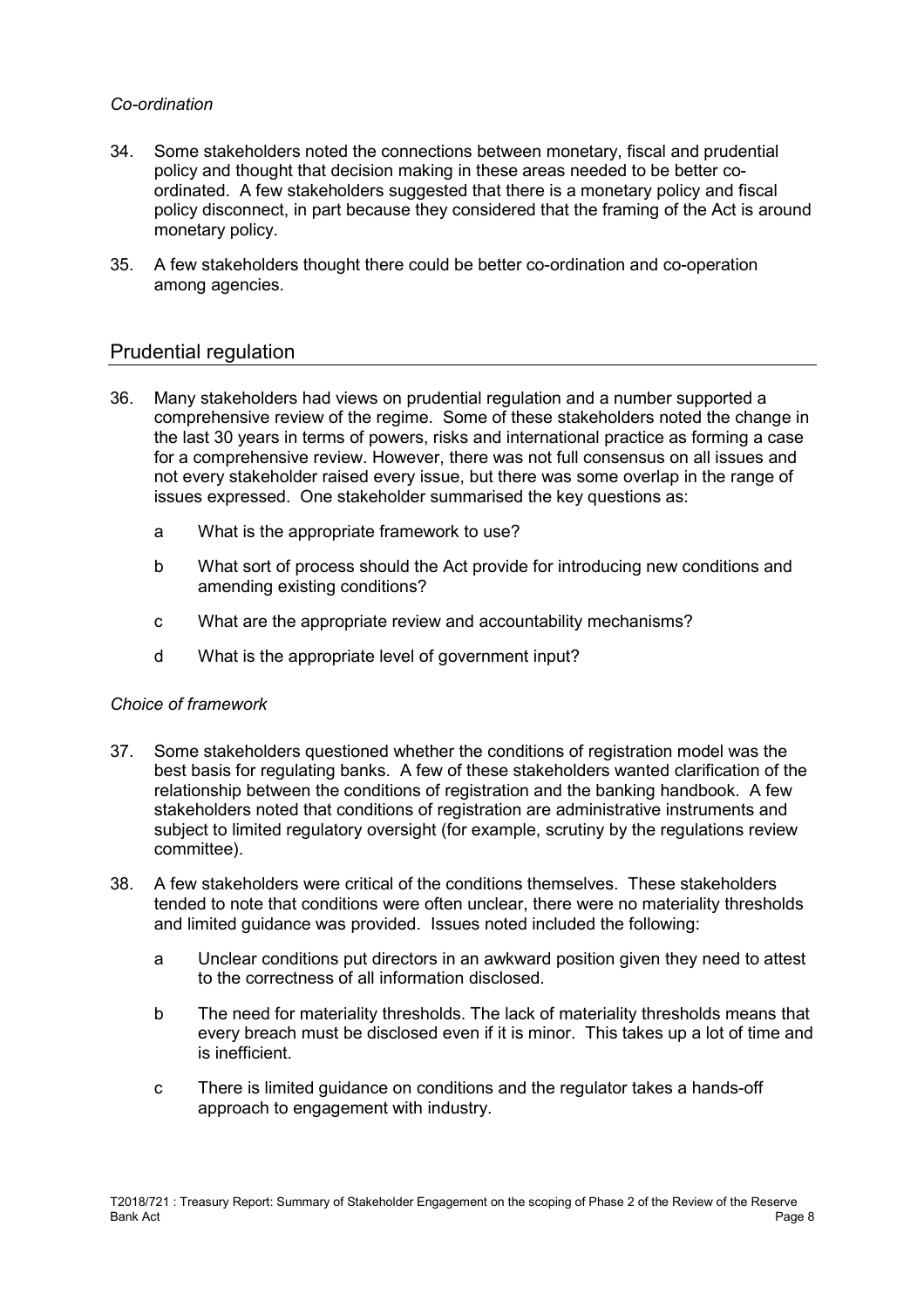*Co-ordination*

34. Some stakeholders noted the connections between monetary, fiscal and prudential policy and thought that decision making in these areas needed to be better co-ordinated. A few stakeholders suggested that there is a monetary policy and fiscal policy disconnect, in part because they considered that the framing of the Act is around monetary policy.

35. A few stakeholders thought there could be better co-ordination and co-operation among agencies.

## Prudential regulation

36. Many stakeholders had views on prudential regulation and a number supported a comprehensive review of the regime. Some of these stakeholders noted the change in the last 30 years in terms of powers, risks and international practice as forming a case for a comprehensive review. However, there was not full consensus on all issues and not every stakeholder raised every issue, but there was some overlap in the range of issues expressed. One stakeholder summarised the key questions as:

    a What is the appropriate framework to use?

    b What sort of process should the Act provide for introducing new conditions and amending existing conditions?

    c What are the appropriate review and accountability mechanisms?

    d What is the appropriate level of government input?

*Choice of framework*

37. Some stakeholders questioned whether the conditions of registration model was the best basis for regulating banks. A few of these stakeholders wanted clarification of the relationship between the conditions of registration and the banking handbook. A few stakeholders noted that conditions of registration are administrative instruments and subject to limited regulatory oversight (for example, scrutiny by the regulations review committee).

38. A few stakeholders were critical of the conditions themselves. These stakeholders tended to note that conditions were often unclear, there were no materiality thresholds and limited guidance was provided. Issues noted included the following:

    a Unclear conditions put directors in an awkward position given they need to attest to the correctness of all information disclosed.

    b The need for materiality thresholds. The lack of materiality thresholds means that every breach must be disclosed even if it is minor. This takes up a lot of time and is inefficient.

    c There is limited guidance on conditions and the regulator takes a hands-off approach to engagement with industry.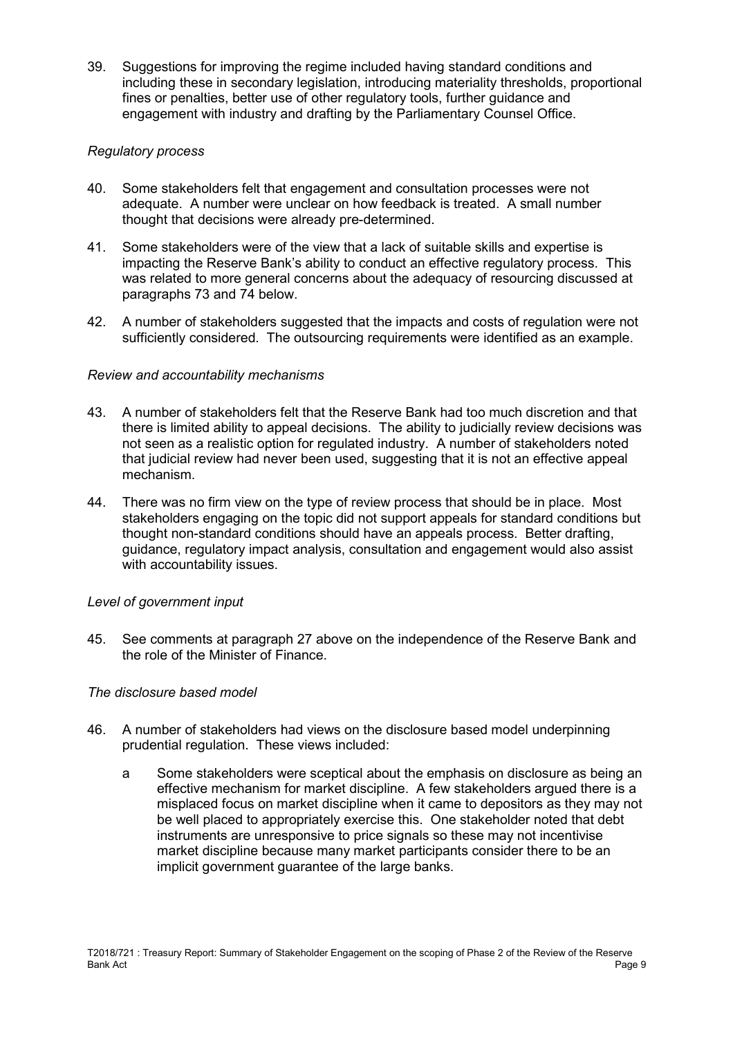39. Suggestions for improving the regime included having standard conditions and including these in secondary legislation, introducing materiality thresholds, proportional fines or penalties, better use of other regulatory tools, further guidance and engagement with industry and drafting by the Parliamentary Counsel Office.

*Regulatory process*

40. Some stakeholders felt that engagement and consultation processes were not adequate. A number were unclear on how feedback is treated. A small number thought that decisions were already pre-determined.

41. Some stakeholders were of the view that a lack of suitable skills and expertise is impacting the Reserve Bank's ability to conduct an effective regulatory process. This was related to more general concerns about the adequacy of resourcing discussed at paragraphs 73 and 74 below.

42. A number of stakeholders suggested that the impacts and costs of regulation were not sufficiently considered. The outsourcing requirements were identified as an example.

*Review and accountability mechanisms*

43. A number of stakeholders felt that the Reserve Bank had too much discretion and that there is limited ability to appeal decisions. The ability to judicially review decisions was not seen as a realistic option for regulated industry. A number of stakeholders noted that judicial review had never been used, suggesting that it is not an effective appeal mechanism.

44. There was no firm view on the type of review process that should be in place. Most stakeholders engaging on the topic did not support appeals for standard conditions but thought non-standard conditions should have an appeals process. Better drafting, guidance, regulatory impact analysis, consultation and engagement would also assist with accountability issues.

*Level of government input*

45. See comments at paragraph 27 above on the independence of the Reserve Bank and the role of the Minister of Finance.

*The disclosure based model*

46. A number of stakeholders had views on the disclosure based model underpinning prudential regulation. These views included:

    a Some stakeholders were sceptical about the emphasis on disclosure as being an effective mechanism for market discipline. A few stakeholders argued there is a misplaced focus on market discipline when it came to depositors as they may not be well placed to appropriately exercise this. One stakeholder noted that debt instruments are unresponsive to price signals so these may not incentivise market discipline because many market participants consider there to be an implicit government guarantee of the large banks.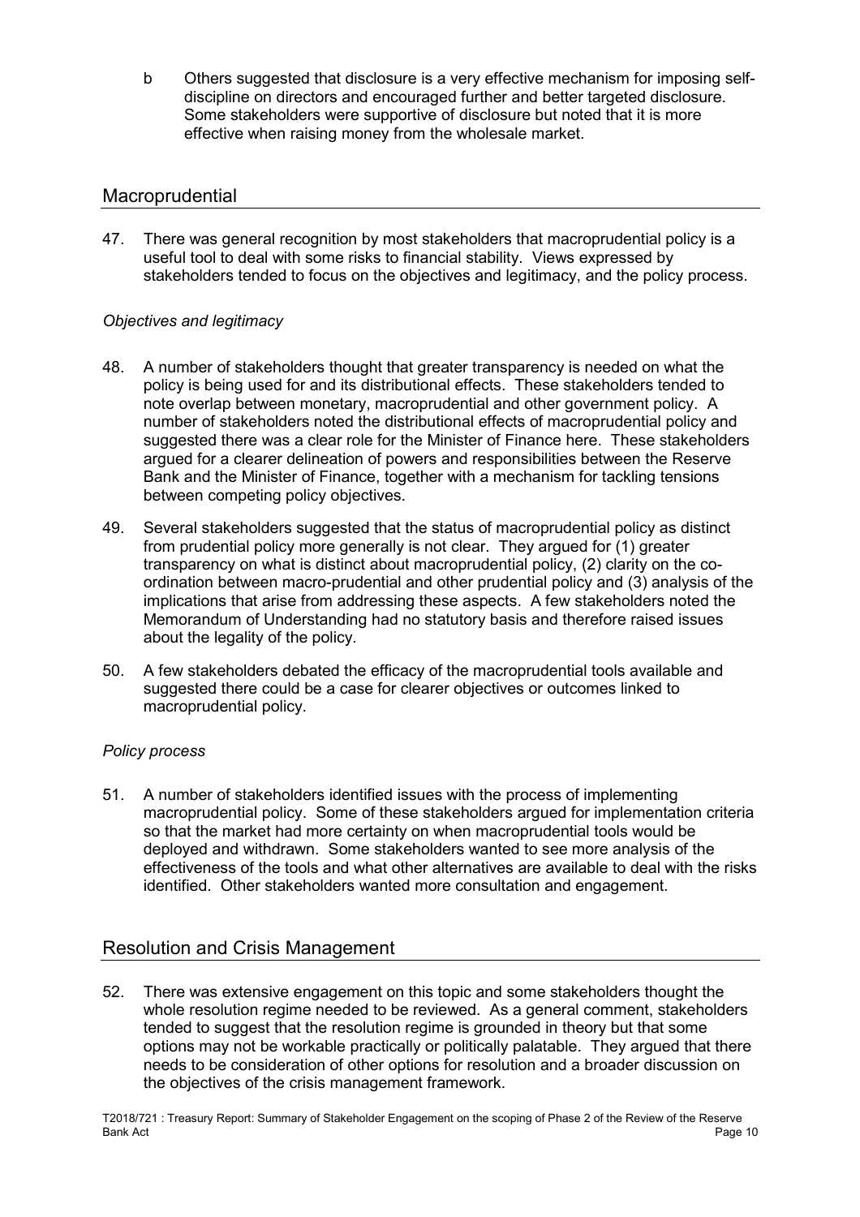b Others suggested that disclosure is a very effective mechanism for imposing self-discipline on directors and encouraged further and better targeted disclosure. Some stakeholders were supportive of disclosure but noted that it is more effective when raising money from the wholesale market.

## Macroprudential

47. There was general recognition by most stakeholders that macroprudential policy is a useful tool to deal with some risks to financial stability. Views expressed by stakeholders tended to focus on the objectives and legitimacy, and the policy process.

*Objectives and legitimacy*

48. A number of stakeholders thought that greater transparency is needed on what the policy is being used for and its distributional effects. These stakeholders tended to note overlap between monetary, macroprudential and other government policy. A number of stakeholders noted the distributional effects of macroprudential policy and suggested there was a clear role for the Minister of Finance here. These stakeholders argued for a clearer delineation of powers and responsibilities between the Reserve Bank and the Minister of Finance, together with a mechanism for tackling tensions between competing policy objectives.

49. Several stakeholders suggested that the status of macroprudential policy as distinct from prudential policy more generally is not clear. They argued for (1) greater transparency on what is distinct about macroprudential policy, (2) clarity on the co-ordination between macro-prudential and other prudential policy and (3) analysis of the implications that arise from addressing these aspects. A few stakeholders noted the Memorandum of Understanding had no statutory basis and therefore raised issues about the legality of the policy.

50. A few stakeholders debated the efficacy of the macroprudential tools available and suggested there could be a case for clearer objectives or outcomes linked to macroprudential policy.

*Policy process*

51. A number of stakeholders identified issues with the process of implementing macroprudential policy. Some of these stakeholders argued for implementation criteria so that the market had more certainty on when macroprudential tools would be deployed and withdrawn. Some stakeholders wanted to see more analysis of the effectiveness of the tools and what other alternatives are available to deal with the risks identified. Other stakeholders wanted more consultation and engagement.

## Resolution and Crisis Management

52. There was extensive engagement on this topic and some stakeholders thought the whole resolution regime needed to be reviewed. As a general comment, stakeholders tended to suggest that the resolution regime is grounded in theory but that some options may not be workable practically or politically palatable. They argued that there needs to be consideration of other options for resolution and a broader discussion on the objectives of the crisis management framework.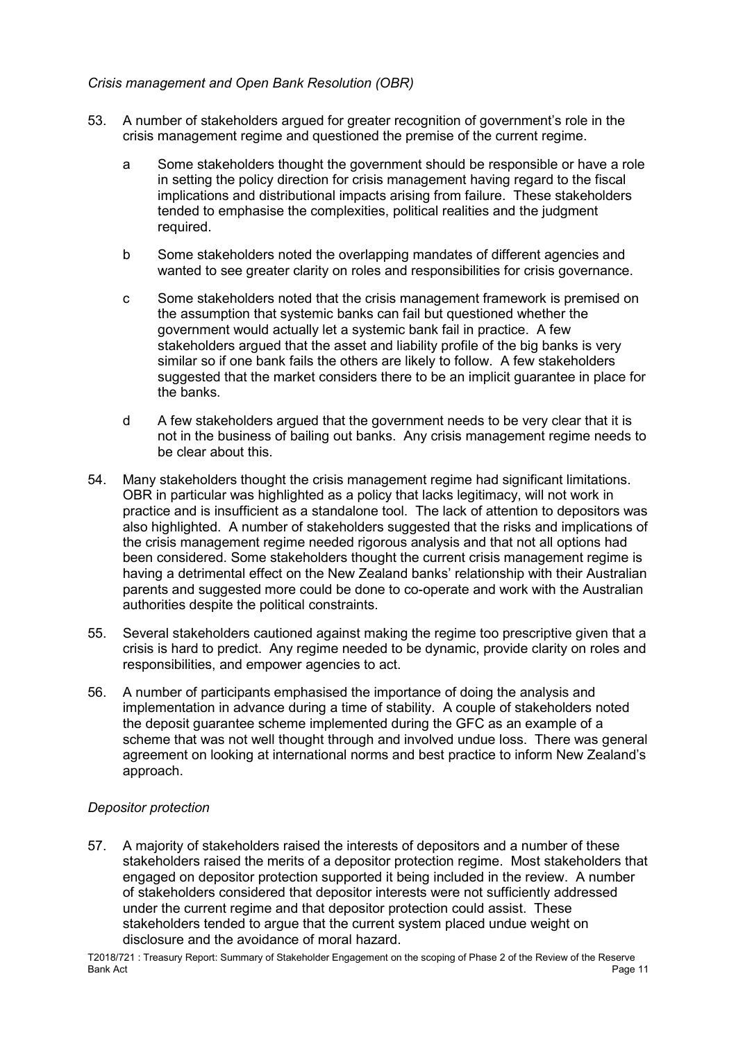*Crisis management and Open Bank Resolution (OBR)*

53. A number of stakeholders argued for greater recognition of government's role in the crisis management regime and questioned the premise of the current regime.

    a Some stakeholders thought the government should be responsible or have a role in setting the policy direction for crisis management having regard to the fiscal implications and distributional impacts arising from failure. These stakeholders tended to emphasise the complexities, political realities and the judgment required.

    b Some stakeholders noted the overlapping mandates of different agencies and wanted to see greater clarity on roles and responsibilities for crisis governance.

    c Some stakeholders noted that the crisis management framework is premised on the assumption that systemic banks can fail but questioned whether the government would actually let a systemic bank fail in practice. A few stakeholders argued that the asset and liability profile of the big banks is very similar so if one bank fails the others are likely to follow. A few stakeholders suggested that the market considers there to be an implicit guarantee in place for the banks.

    d A few stakeholders argued that the government needs to be very clear that it is not in the business of bailing out banks. Any crisis management regime needs to be clear about this.

54. Many stakeholders thought the crisis management regime had significant limitations. OBR in particular was highlighted as a policy that lacks legitimacy, will not work in practice and is insufficient as a standalone tool. The lack of attention to depositors was also highlighted. A number of stakeholders suggested that the risks and implications of the crisis management regime needed rigorous analysis and that not all options had been considered. Some stakeholders thought the current crisis management regime is having a detrimental effect on the New Zealand banks' relationship with their Australian parents and suggested more could be done to co-operate and work with the Australian authorities despite the political constraints.

55. Several stakeholders cautioned against making the regime too prescriptive given that a crisis is hard to predict. Any regime needed to be dynamic, provide clarity on roles and responsibilities, and empower agencies to act.

56. A number of participants emphasised the importance of doing the analysis and implementation in advance during a time of stability. A couple of stakeholders noted the deposit guarantee scheme implemented during the GFC as an example of a scheme that was not well thought through and involved undue loss. There was general agreement on looking at international norms and best practice to inform New Zealand's approach.

*Depositor protection*

57. A majority of stakeholders raised the interests of depositors and a number of these stakeholders raised the merits of a depositor protection regime. Most stakeholders that engaged on depositor protection supported it being included in the review. A number of stakeholders considered that depositor interests were not sufficiently addressed under the current regime and that depositor protection could assist. These stakeholders tended to argue that the current system placed undue weight on disclosure and the avoidance of moral hazard.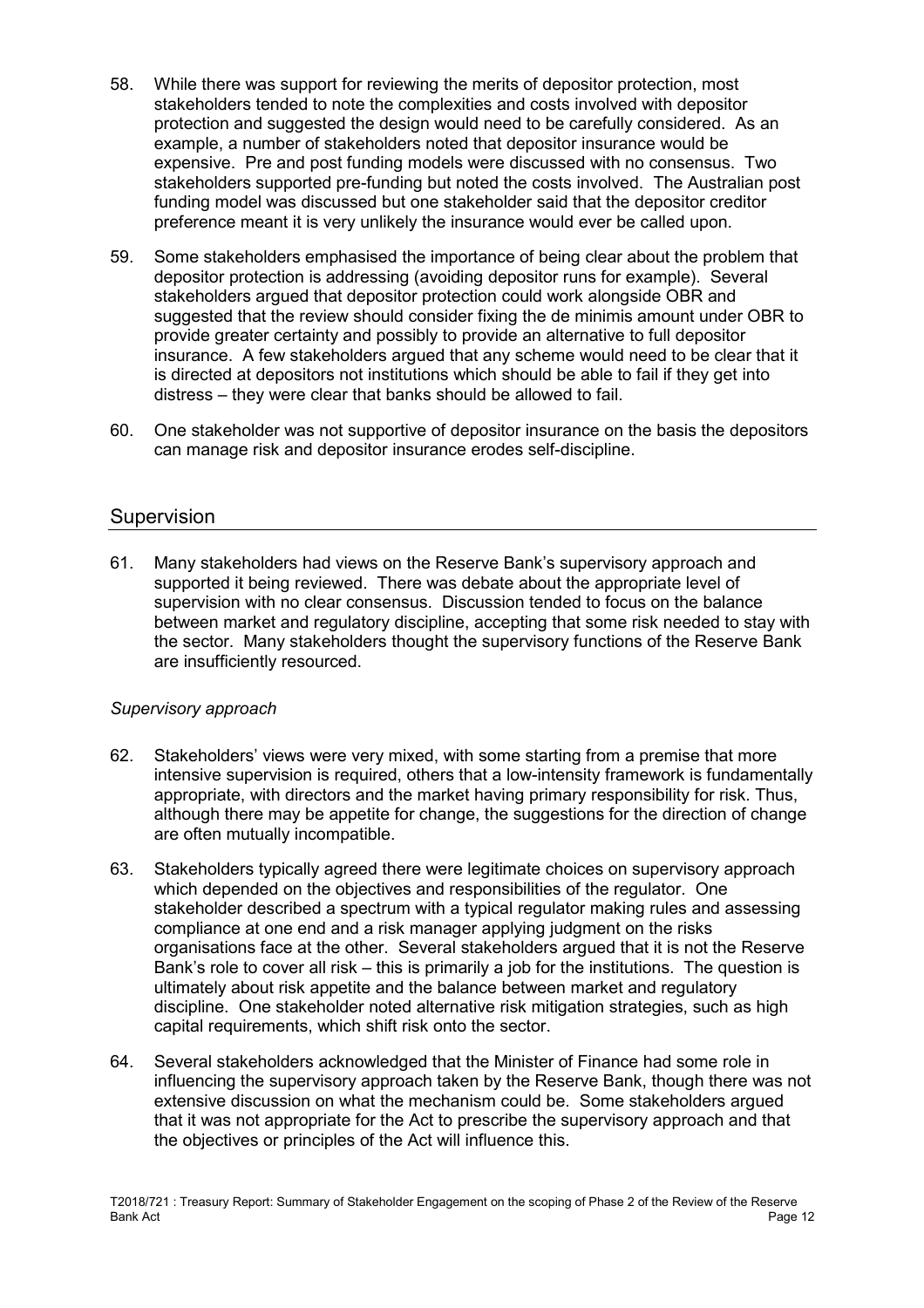58. While there was support for reviewing the merits of depositor protection, most stakeholders tended to note the complexities and costs involved with depositor protection and suggested the design would need to be carefully considered. As an example, a number of stakeholders noted that depositor insurance would be expensive. Pre and post funding models were discussed with no consensus. Two stakeholders supported pre-funding but noted the costs involved. The Australian post funding model was discussed but one stakeholder said that the depositor creditor preference meant it is very unlikely the insurance would ever be called upon.

59. Some stakeholders emphasised the importance of being clear about the problem that depositor protection is addressing (avoiding depositor runs for example). Several stakeholders argued that depositor protection could work alongside OBR and suggested that the review should consider fixing the de minimis amount under OBR to provide greater certainty and possibly to provide an alternative to full depositor insurance. A few stakeholders argued that any scheme would need to be clear that it is directed at depositors not institutions which should be able to fail if they get into distress – they were clear that banks should be allowed to fail.

60. One stakeholder was not supportive of depositor insurance on the basis the depositors can manage risk and depositor insurance erodes self-discipline.

## Supervision

61. Many stakeholders had views on the Reserve Bank's supervisory approach and supported it being reviewed. There was debate about the appropriate level of supervision with no clear consensus. Discussion tended to focus on the balance between market and regulatory discipline, accepting that some risk needed to stay with the sector. Many stakeholders thought the supervisory functions of the Reserve Bank are insufficiently resourced.

### *Supervisory approach*

62. Stakeholders' views were very mixed, with some starting from a premise that more intensive supervision is required, others that a low-intensity framework is fundamentally appropriate, with directors and the market having primary responsibility for risk. Thus, although there may be appetite for change, the suggestions for the direction of change are often mutually incompatible.

63. Stakeholders typically agreed there were legitimate choices on supervisory approach which depended on the objectives and responsibilities of the regulator. One stakeholder described a spectrum with a typical regulator making rules and assessing compliance at one end and a risk manager applying judgment on the risks organisations face at the other. Several stakeholders argued that it is not the Reserve Bank's role to cover all risk – this is primarily a job for the institutions. The question is ultimately about risk appetite and the balance between market and regulatory discipline. One stakeholder noted alternative risk mitigation strategies, such as high capital requirements, which shift risk onto the sector.

64. Several stakeholders acknowledged that the Minister of Finance had some role in influencing the supervisory approach taken by the Reserve Bank, though there was not extensive discussion on what the mechanism could be. Some stakeholders argued that it was not appropriate for the Act to prescribe the supervisory approach and that the objectives or principles of the Act will influence this.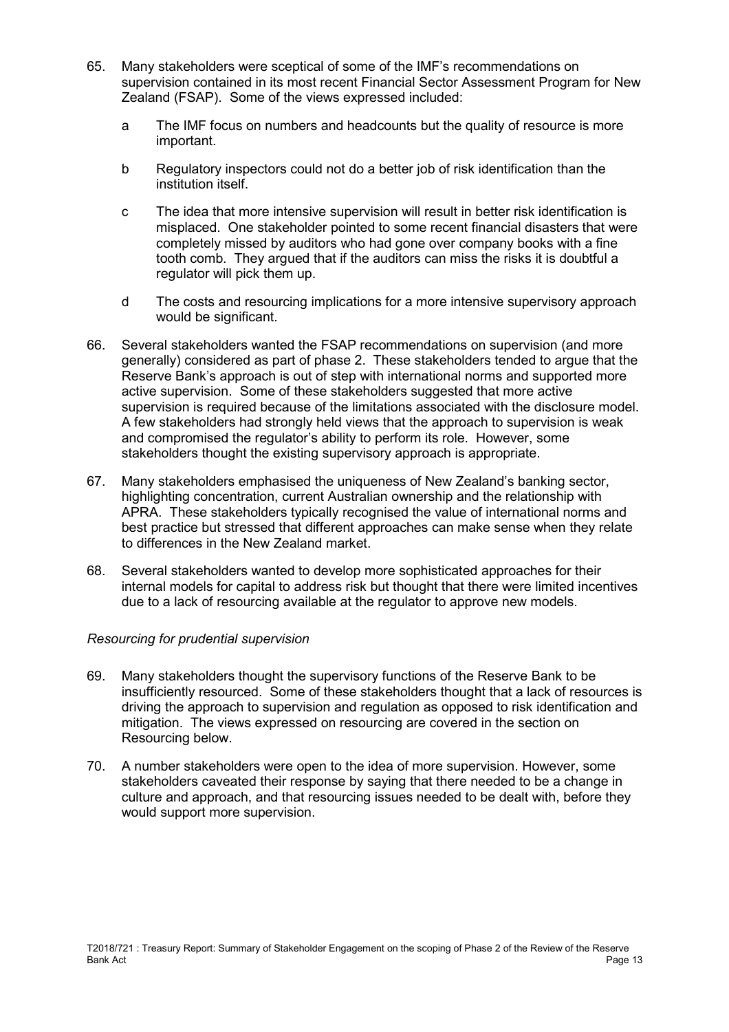65. Many stakeholders were sceptical of some of the IMF's recommendations on supervision contained in its most recent Financial Sector Assessment Program for New Zealand (FSAP). Some of the views expressed included:

    a The IMF focus on numbers and headcounts but the quality of resource is more important.

    b Regulatory inspectors could not do a better job of risk identification than the institution itself.

    c The idea that more intensive supervision will result in better risk identification is misplaced. One stakeholder pointed to some recent financial disasters that were completely missed by auditors who had gone over company books with a fine tooth comb. They argued that if the auditors can miss the risks it is doubtful a regulator will pick them up.

    d The costs and resourcing implications for a more intensive supervisory approach would be significant.

66. Several stakeholders wanted the FSAP recommendations on supervision (and more generally) considered as part of phase 2. These stakeholders tended to argue that the Reserve Bank's approach is out of step with international norms and supported more active supervision. Some of these stakeholders suggested that more active supervision is required because of the limitations associated with the disclosure model. A few stakeholders had strongly held views that the approach to supervision is weak and compromised the regulator's ability to perform its role. However, some stakeholders thought the existing supervisory approach is appropriate.

67. Many stakeholders emphasised the uniqueness of New Zealand's banking sector, highlighting concentration, current Australian ownership and the relationship with APRA. These stakeholders typically recognised the value of international norms and best practice but stressed that different approaches can make sense when they relate to differences in the New Zealand market.

68. Several stakeholders wanted to develop more sophisticated approaches for their internal models for capital to address risk but thought that there were limited incentives due to a lack of resourcing available at the regulator to approve new models.

*Resourcing for prudential supervision*

69. Many stakeholders thought the supervisory functions of the Reserve Bank to be insufficiently resourced. Some of these stakeholders thought that a lack of resources is driving the approach to supervision and regulation as opposed to risk identification and mitigation. The views expressed on resourcing are covered in the section on Resourcing below.

70. A number stakeholders were open to the idea of more supervision. However, some stakeholders caveated their response by saying that there needed to be a change in culture and approach, and that resourcing issues needed to be dealt with, before they would support more supervision.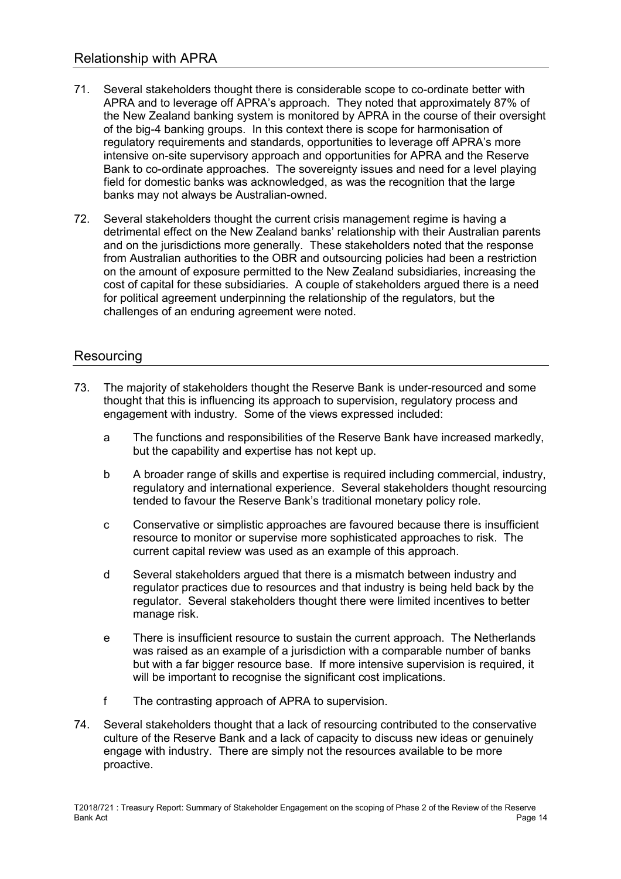## Relationship with APRA

71. Several stakeholders thought there is considerable scope to co-ordinate better with APRA and to leverage off APRA's approach. They noted that approximately 87% of the New Zealand banking system is monitored by APRA in the course of their oversight of the big-4 banking groups. In this context there is scope for harmonisation of regulatory requirements and standards, opportunities to leverage off APRA's more intensive on-site supervisory approach and opportunities for APRA and the Reserve Bank to co-ordinate approaches. The sovereignty issues and need for a level playing field for domestic banks was acknowledged, as was the recognition that the large banks may not always be Australian-owned.

72. Several stakeholders thought the current crisis management regime is having a detrimental effect on the New Zealand banks' relationship with their Australian parents and on the jurisdictions more generally. These stakeholders noted that the response from Australian authorities to the OBR and outsourcing policies had been a restriction on the amount of exposure permitted to the New Zealand subsidiaries, increasing the cost of capital for these subsidiaries. A couple of stakeholders argued there is a need for political agreement underpinning the relationship of the regulators, but the challenges of an enduring agreement were noted.

## Resourcing

73. The majority of stakeholders thought the Reserve Bank is under-resourced and some thought that this is influencing its approach to supervision, regulatory process and engagement with industry. Some of the views expressed included:

    a. The functions and responsibilities of the Reserve Bank have increased markedly, but the capability and expertise has not kept up.

    b. A broader range of skills and expertise is required including commercial, industry, regulatory and international experience. Several stakeholders thought resourcing tended to favour the Reserve Bank's traditional monetary policy role.

    c. Conservative or simplistic approaches are favoured because there is insufficient resource to monitor or supervise more sophisticated approaches to risk. The current capital review was used as an example of this approach.

    d. Several stakeholders argued that there is a mismatch between industry and regulator practices due to resources and that industry is being held back by the regulator. Several stakeholders thought there were limited incentives to better manage risk.

    e. There is insufficient resource to sustain the current approach. The Netherlands was raised as an example of a jurisdiction with a comparable number of banks but with a far bigger resource base. If more intensive supervision is required, it will be important to recognise the significant cost implications.

    f. The contrasting approach of APRA to supervision.

74. Several stakeholders thought that a lack of resourcing contributed to the conservative culture of the Reserve Bank and a lack of capacity to discuss new ideas or genuinely engage with industry. There are simply not the resources available to be more proactive.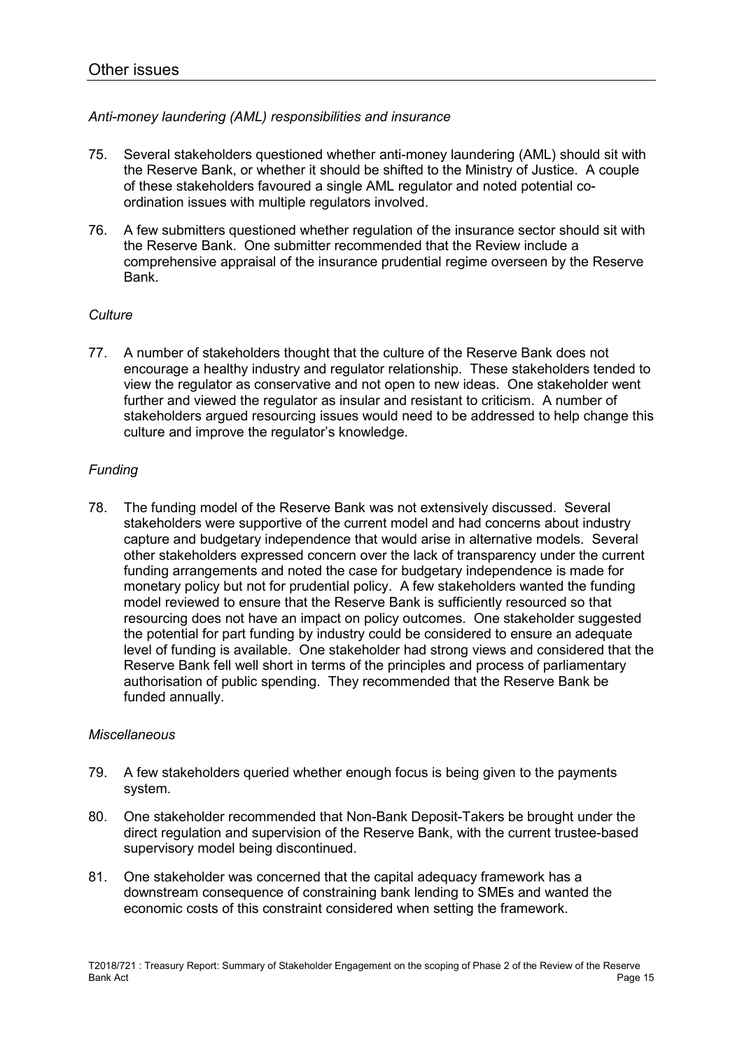## Other issues

*Anti-money laundering (AML) responsibilities and insurance*

75. Several stakeholders questioned whether anti-money laundering (AML) should sit with the Reserve Bank, or whether it should be shifted to the Ministry of Justice. A couple of these stakeholders favoured a single AML regulator and noted potential co-ordination issues with multiple regulators involved.

76. A few submitters questioned whether regulation of the insurance sector should sit with the Reserve Bank. One submitter recommended that the Review include a comprehensive appraisal of the insurance prudential regime overseen by the Reserve Bank.

*Culture*

77. A number of stakeholders thought that the culture of the Reserve Bank does not encourage a healthy industry and regulator relationship. These stakeholders tended to view the regulator as conservative and not open to new ideas. One stakeholder went further and viewed the regulator as insular and resistant to criticism. A number of stakeholders argued resourcing issues would need to be addressed to help change this culture and improve the regulator's knowledge.

*Funding*

78. The funding model of the Reserve Bank was not extensively discussed. Several stakeholders were supportive of the current model and had concerns about industry capture and budgetary independence that would arise in alternative models. Several other stakeholders expressed concern over the lack of transparency under the current funding arrangements and noted the case for budgetary independence is made for monetary policy but not for prudential policy. A few stakeholders wanted the funding model reviewed to ensure that the Reserve Bank is sufficiently resourced so that resourcing does not have an impact on policy outcomes. One stakeholder suggested the potential for part funding by industry could be considered to ensure an adequate level of funding is available. One stakeholder had strong views and considered that the Reserve Bank fell well short in terms of the principles and process of parliamentary authorisation of public spending. They recommended that the Reserve Bank be funded annually.

*Miscellaneous*

79. A few stakeholders queried whether enough focus is being given to the payments system.

80. One stakeholder recommended that Non-Bank Deposit-Takers be brought under the direct regulation and supervision of the Reserve Bank, with the current trustee-based supervisory model being discontinued.

81. One stakeholder was concerned that the capital adequacy framework has a downstream consequence of constraining bank lending to SMEs and wanted the economic costs of this constraint considered when setting the framework.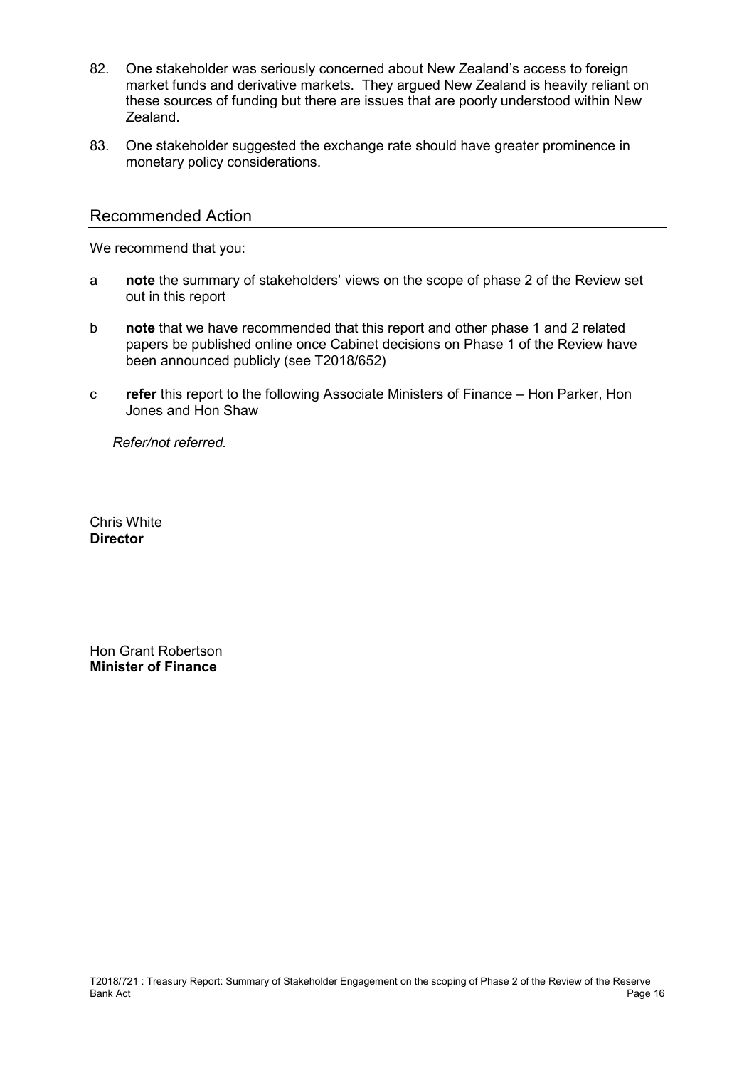82. One stakeholder was seriously concerned about New Zealand's access to foreign market funds and derivative markets. They argued New Zealand is heavily reliant on these sources of funding but there are issues that are poorly understood within New Zealand.

83. One stakeholder suggested the exchange rate should have greater prominence in monetary policy considerations.

## Recommended Action

We recommend that you:

a **note** the summary of stakeholders' views on the scope of phase 2 of the Review set out in this report

b **note** that we have recommended that this report and other phase 1 and 2 related papers be published online once Cabinet decisions on Phase 1 of the Review have been announced publicly (see T2018/652)

c **refer** this report to the following Associate Ministers of Finance – Hon Parker, Hon Jones and Hon Shaw

*Refer/not referred.*

Chris White
**Director**

Hon Grant Robertson
**Minister of Finance**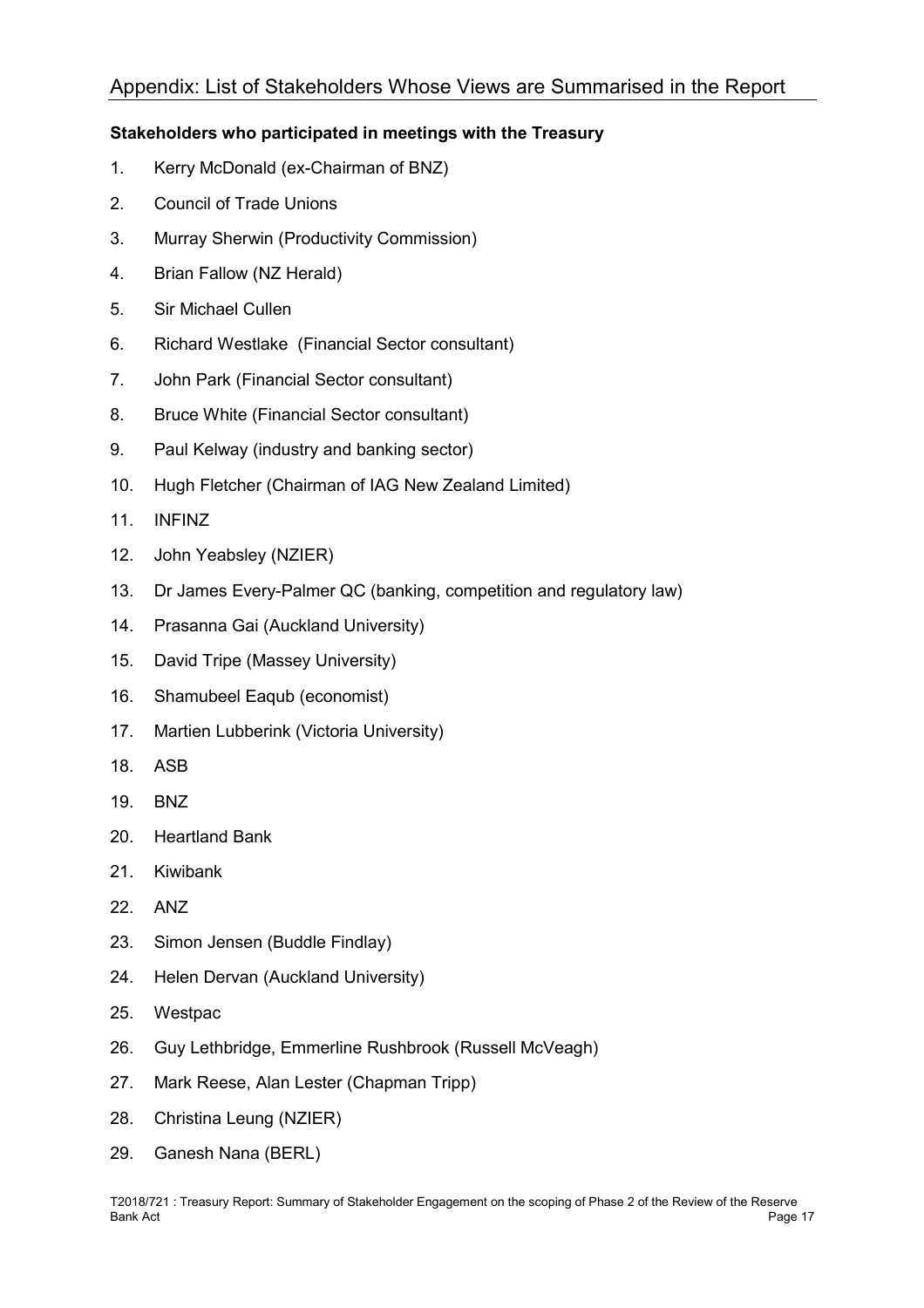## Appendix: List of Stakeholders Whose Views are Summarised in the Report

**Stakeholders who participated in meetings with the Treasury**

1. Kerry McDonald (ex-Chairman of BNZ)
2. Council of Trade Unions
3. Murray Sherwin (Productivity Commission)
4. Brian Fallow (NZ Herald)
5. Sir Michael Cullen
6. Richard Westlake (Financial Sector consultant)
7. John Park (Financial Sector consultant)
8. Bruce White (Financial Sector consultant)
9. Paul Kelway (industry and banking sector)
10. Hugh Fletcher (Chairman of IAG New Zealand Limited)
11. INFINZ
12. John Yeabsley (NZIER)
13. Dr James Every-Palmer QC (banking, competition and regulatory law)
14. Prasanna Gai (Auckland University)
15. David Tripe (Massey University)
16. Shamubeel Eaqub (economist)
17. Martien Lubberink (Victoria University)
18. ASB
19. BNZ
20. Heartland Bank
21. Kiwibank
22. ANZ
23. Simon Jensen (Buddle Findlay)
24. Helen Dervan (Auckland University)
25. Westpac
26. Guy Lethbridge, Emmerline Rushbrook (Russell McVeagh)
27. Mark Reese, Alan Lester (Chapman Tripp)
28. Christina Leung (NZIER)
29. Ganesh Nana (BERL)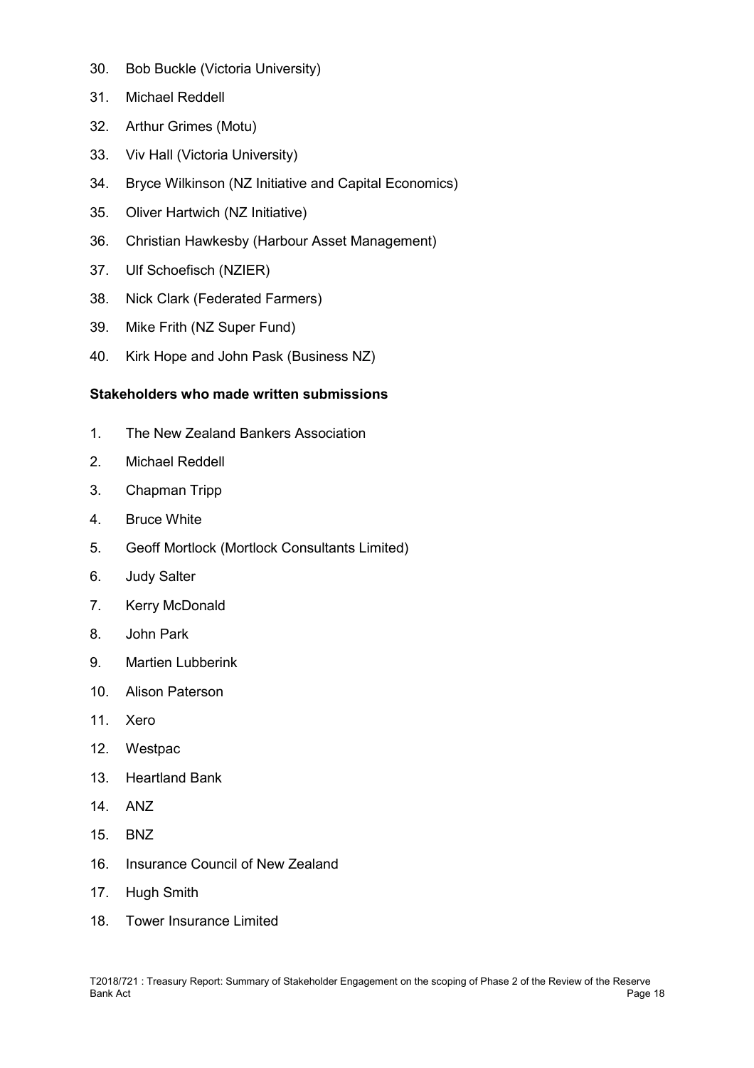30. Bob Buckle (Victoria University)
31. Michael Reddell
32. Arthur Grimes (Motu)
33. Viv Hall (Victoria University)
34. Bryce Wilkinson (NZ Initiative and Capital Economics)
35. Oliver Hartwich (NZ Initiative)
36. Christian Hawkesby (Harbour Asset Management)
37. Ulf Schoefisch (NZIER)
38. Nick Clark (Federated Farmers)
39. Mike Frith (NZ Super Fund)
40. Kirk Hope and John Pask (Business NZ)

**Stakeholders who made written submissions**

1. The New Zealand Bankers Association
2. Michael Reddell
3. Chapman Tripp
4. Bruce White
5. Geoff Mortlock (Mortlock Consultants Limited)
6. Judy Salter
7. Kerry McDonald
8. John Park
9. Martien Lubberink
10. Alison Paterson
11. Xero
12. Westpac
13. Heartland Bank
14. ANZ
15. BNZ
16. Insurance Council of New Zealand
17. Hugh Smith
18. Tower Insurance Limited